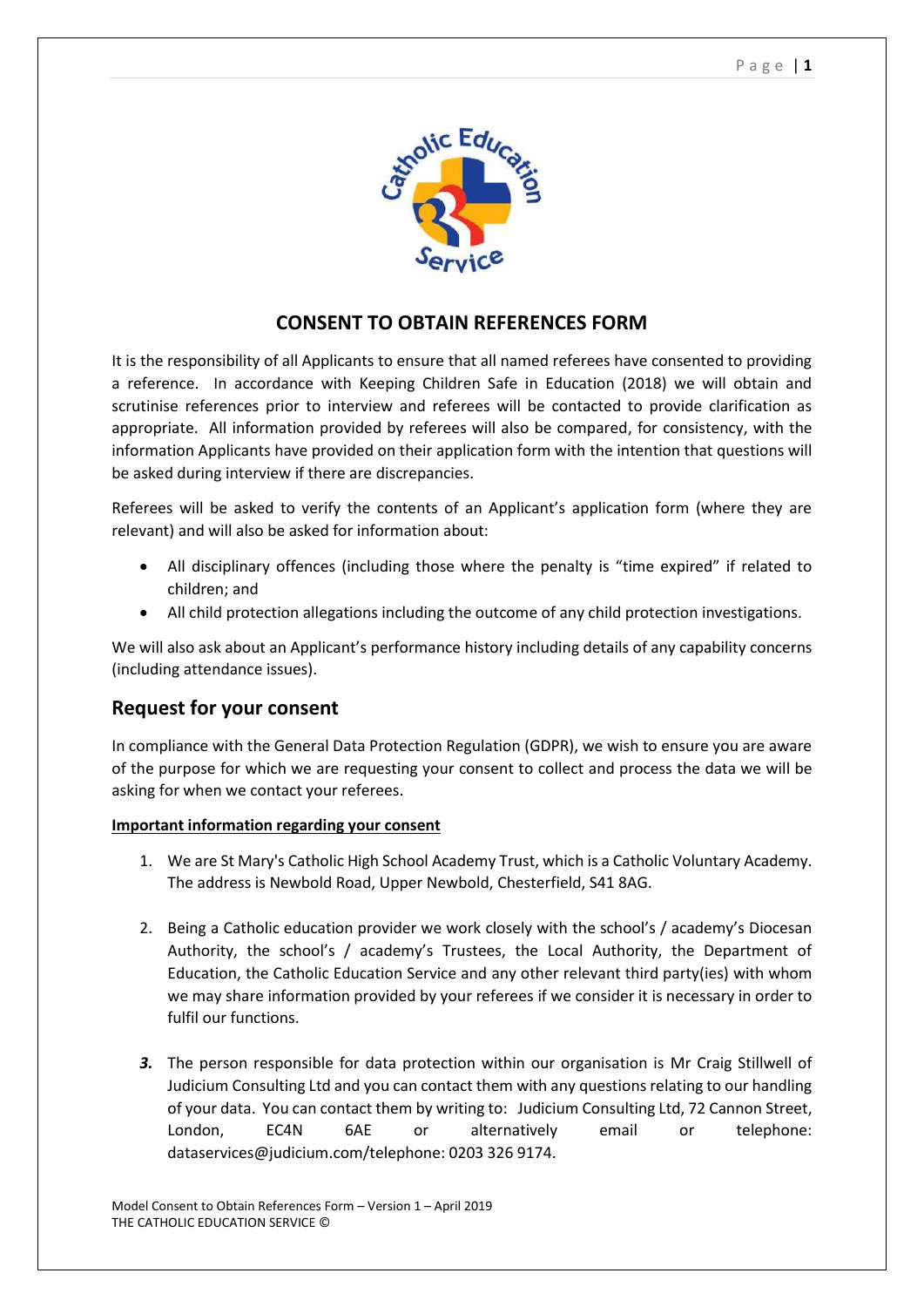# CONSENT TO OBTAIN REFERENCES FORM

It is the responsibility of all Applicants to ensure that all named referees have consented to providing a reference. In accordance with Keeping Children Safe in Education (2018) we will obtain and scrutinise references prior to interview and referees will be contacted to provide clarification as appropriate. All information provided by referees will also be compared, for consistency, with the information Applicants have provided on their application form with the intention that questions will be asked during interview if there are discrepancies.

Referees will be asked to verify the contents of an Applicant's application form (where they are relevant) and will also be asked for information about:

- All disciplinary offences (including those where the penalty is "time expired" if related to children; and
- All child protection allegations including the outcome of any child protection investigations.

We will also ask about an Applicant's performance history including details of any capability concerns (including attendance issues).

## Request for your consent

In compliance with the General Data Protection Regulation (GDPR), we wish to ensure you are aware of the purpose for which we are requesting your consent to collect and process the data we will be asking for when we contact your referees.

**Important information regarding your consent**

1. We are St Mary's Catholic High School Academy Trust, which is a Catholic Voluntary Academy. The address is Newbold Road, Upper Newbold, Chesterfield, S41 8AG.

2. Being a Catholic education provider we work closely with the school's / academy's Diocesan Authority, the school's / academy's Trustees, the Local Authority, the Department of Education, the Catholic Education Service and any other relevant third party(ies) with whom we may share information provided by your referees if we consider it is necessary in order to fulfil our functions.

3. The person responsible for data protection within our organisation is Mr Craig Stillwell of Judicium Consulting Ltd and you can contact them with any questions relating to our handling of your data. You can contact them by writing to: Judicium Consulting Ltd, 72 Cannon Street, London, EC4N 6AE or alternatively email or telephone: dataservices@judicium.com/telephone: 0203 326 9174.

Model Consent to Obtain References Form – Version 1 – April 2019
THE CATHOLIC EDUCATION SERVICE ©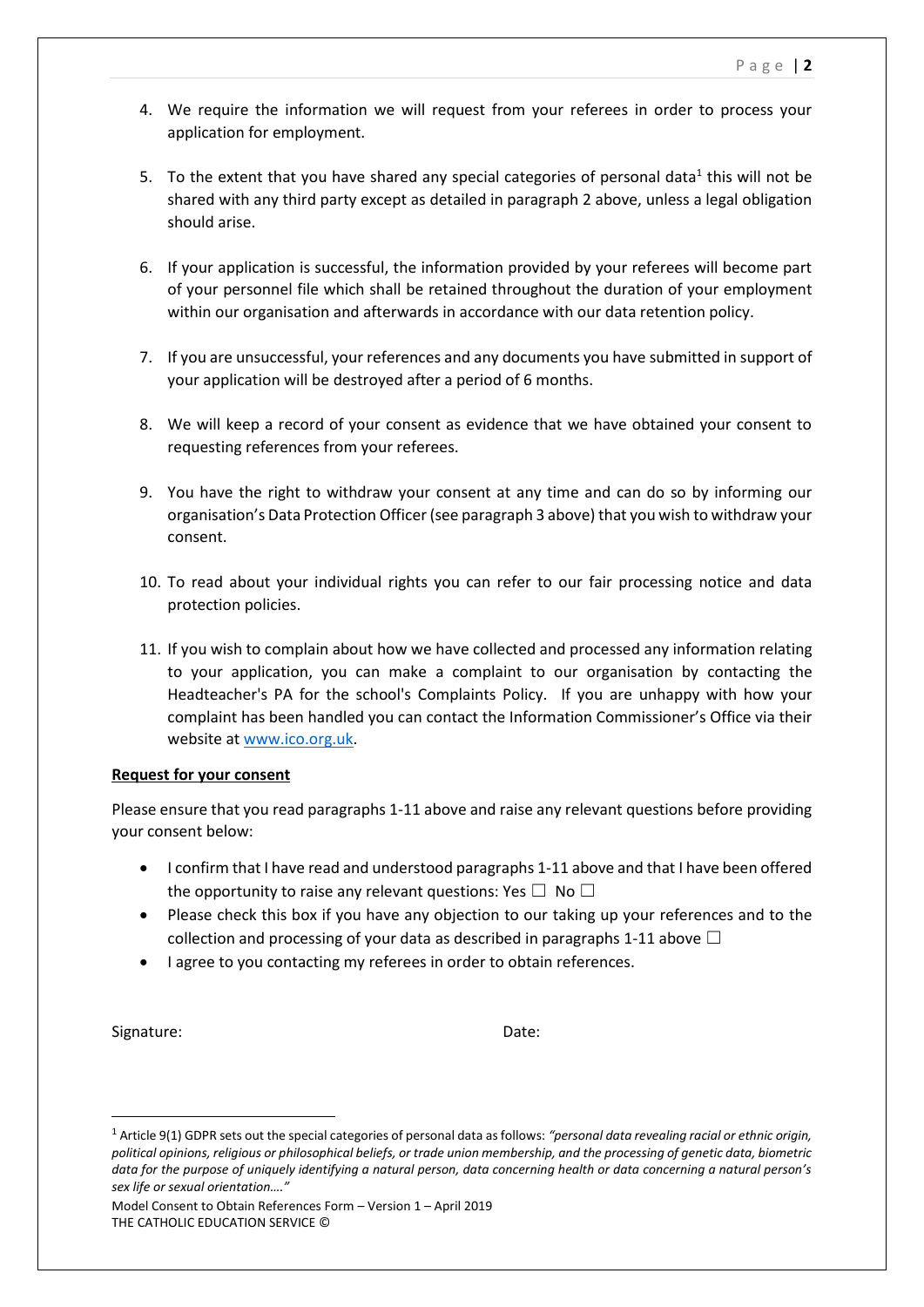4. We require the information we will request from your referees in order to process your application for employment.

5. To the extent that you have shared any special categories of personal data[1] this will not be shared with any third party except as detailed in paragraph 2 above, unless a legal obligation should arise.

6. If your application is successful, the information provided by your referees will become part of your personnel file which shall be retained throughout the duration of your employment within our organisation and afterwards in accordance with our data retention policy.

7. If you are unsuccessful, your references and any documents you have submitted in support of your application will be destroyed after a period of 6 months.

8. We will keep a record of your consent as evidence that we have obtained your consent to requesting references from your referees.

9. You have the right to withdraw your consent at any time and can do so by informing our organisation's Data Protection Officer (see paragraph 3 above) that you wish to withdraw your consent.

10. To read about your individual rights you can refer to our fair processing notice and data protection policies.

11. If you wish to complain about how we have collected and processed any information relating to your application, you can make a complaint to our organisation by contacting the Headteacher's PA for the school's Complaints Policy. If you are unhappy with how your complaint has been handled you can contact the Information Commissioner's Office via their website at [www.ico.org.uk](http://www.ico.org.uk).

**Request for your consent**

Please ensure that you read paragraphs 1-11 above and raise any relevant questions before providing your consent below:

- I confirm that I have read and understood paragraphs 1-11 above and that I have been offered the opportunity to raise any relevant questions: Yes ☐ No ☐
- Please check this box if you have any objection to our taking up your references and to the collection and processing of your data as described in paragraphs 1-11 above ☐
- I agree to you contacting my referees in order to obtain references.

Signature: Date:

---

[1] Article 9(1) GDPR sets out the special categories of personal data as follows: *"personal data revealing racial or ethnic origin, political opinions, religious or philosophical beliefs, or trade union membership, and the processing of genetic data, biometric data for the purpose of uniquely identifying a natural person, data concerning health or data concerning a natural person's sex life or sexual orientation…."*

Model Consent to Obtain References Form – Version 1 – April 2019
THE CATHOLIC EDUCATION SERVICE ©